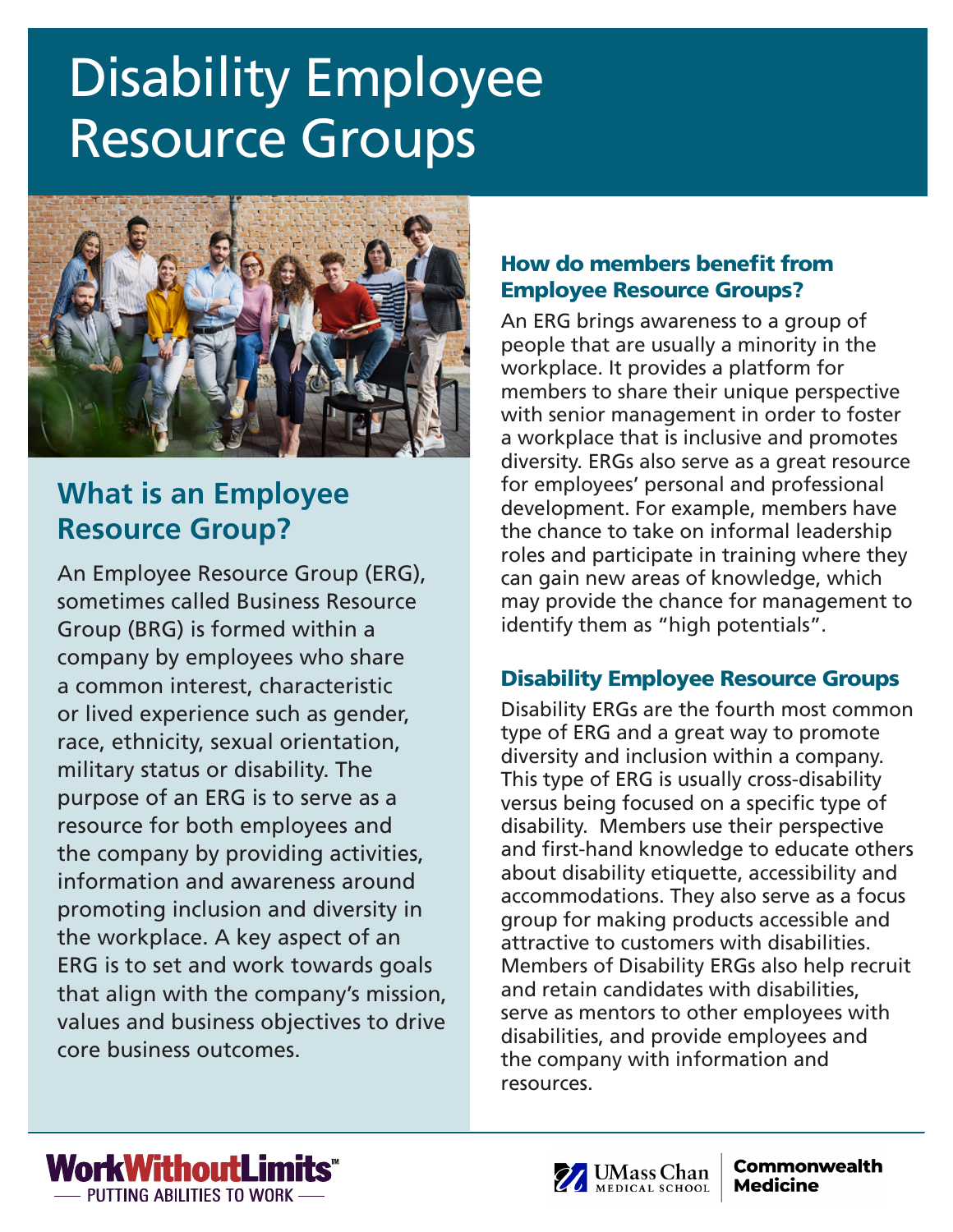# Disability Employee Resource Groups

## What is an Employee Resource Group?

An Employee Resource Group (ERG), sometimes called Business Resource Group (BRG) is formed within a company by employees who share a common interest, characteristic or lived experience such as gender, race, ethnicity, sexual orientation, military status or disability. The purpose of an ERG is to serve as a resource for both employees and the company by providing activities, information and awareness around promoting inclusion and diversity in the workplace. A key aspect of an ERG is to set and work towards goals that align with the company's mission, values and business objectives to drive core business outcomes.

### How do members benefit from Employee Resource Groups?

An ERG brings awareness to a group of people that are usually a minority in the workplace. It provides a platform for members to share their unique perspective with senior management in order to foster a workplace that is inclusive and promotes diversity. ERGs also serve as a great resource for employees' personal and professional development. For example, members have the chance to take on informal leadership roles and participate in training where they can gain new areas of knowledge, which may provide the chance for management to identify them as "high potentials".

### Disability Employee Resource Groups

Disability ERGs are the fourth most common type of ERG and a great way to promote diversity and inclusion within a company. This type of ERG is usually cross-disability versus being focused on a specific type of disability. Members use their perspective and first-hand knowledge to educate others about disability etiquette, accessibility and accommodations. They also serve as a focus group for making products accessible and attractive to customers with disabilities. Members of Disability ERGs also help recruit and retain candidates with disabilities, serve as mentors to other employees with disabilities, and provide employees and the company with information and resources.

WorkWithoutLimits™ — PUTTING ABILITIES TO WORK —

UMass Chan Medical School | Commonwealth Medicine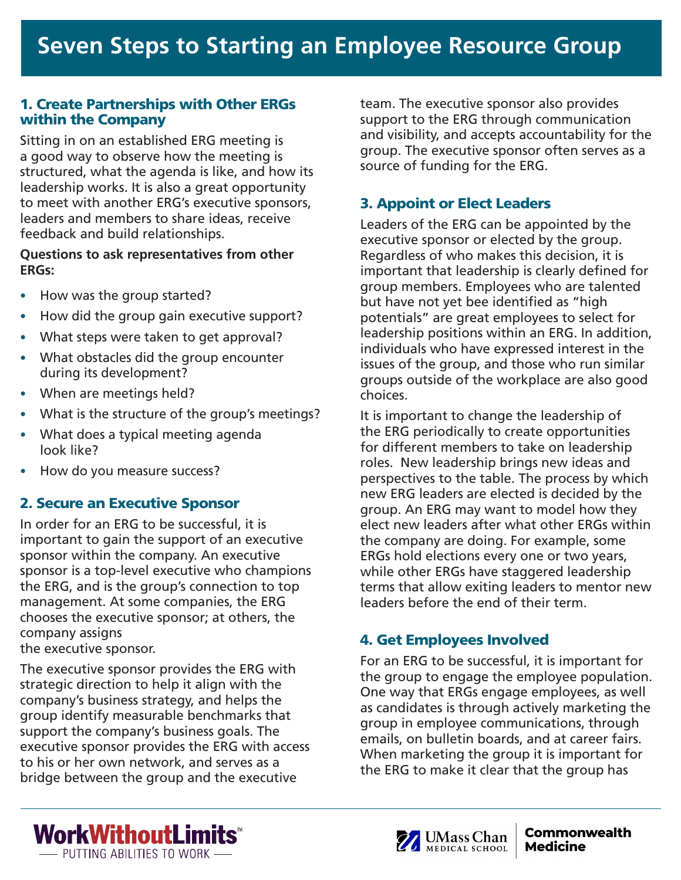# Seven Steps to Starting an Employee Resource Group

## 1. Create Partnerships with Other ERGs within the Company

Sitting in on an established ERG meeting is a good way to observe how the meeting is structured, what the agenda is like, and how its leadership works. It is also a great opportunity to meet with another ERG's executive sponsors, leaders and members to share ideas, receive feedback and build relationships.

**Questions to ask representatives from other ERGs:**

- How was the group started?
- How did the group gain executive support?
- What steps were taken to get approval?
- What obstacles did the group encounter during its development?
- When are meetings held?
- What is the structure of the group's meetings?
- What does a typical meeting agenda look like?
- How do you measure success?

## 2. Secure an Executive Sponsor

In order for an ERG to be successful, it is important to gain the support of an executive sponsor within the company. An executive sponsor is a top-level executive who champions the ERG, and is the group's connection to top management. At some companies, the ERG chooses the executive sponsor; at others, the company assigns the executive sponsor.

The executive sponsor provides the ERG with strategic direction to help it align with the company's business strategy, and helps the group identify measurable benchmarks that support the company's business goals. The executive sponsor provides the ERG with access to his or her own network, and serves as a bridge between the group and the executive team. The executive sponsor also provides support to the ERG through communication and visibility, and accepts accountability for the group. The executive sponsor often serves as a source of funding for the ERG.

## 3. Appoint or Elect Leaders

Leaders of the ERG can be appointed by the executive sponsor or elected by the group. Regardless of who makes this decision, it is important that leadership is clearly defined for group members. Employees who are talented but have not yet bee identified as "high potentials" are great employees to select for leadership positions within an ERG. In addition, individuals who have expressed interest in the issues of the group, and those who run similar groups outside of the workplace are also good choices.

It is important to change the leadership of the ERG periodically to create opportunities for different members to take on leadership roles. New leadership brings new ideas and perspectives to the table. The process by which new ERG leaders are elected is decided by the group. An ERG may want to model how they elect new leaders after what other ERGs within the company are doing. For example, some ERGs hold elections every one or two years, while other ERGs have staggered leadership terms that allow exiting leaders to mentor new leaders before the end of their term.

## 4. Get Employees Involved

For an ERG to be successful, it is important for the group to engage the employee population. One way that ERGs engage employees, as well as candidates is through actively marketing the group in employee communications, through emails, on bulletin boards, and at career fairs. When marketing the group it is important for the ERG to make it clear that the group has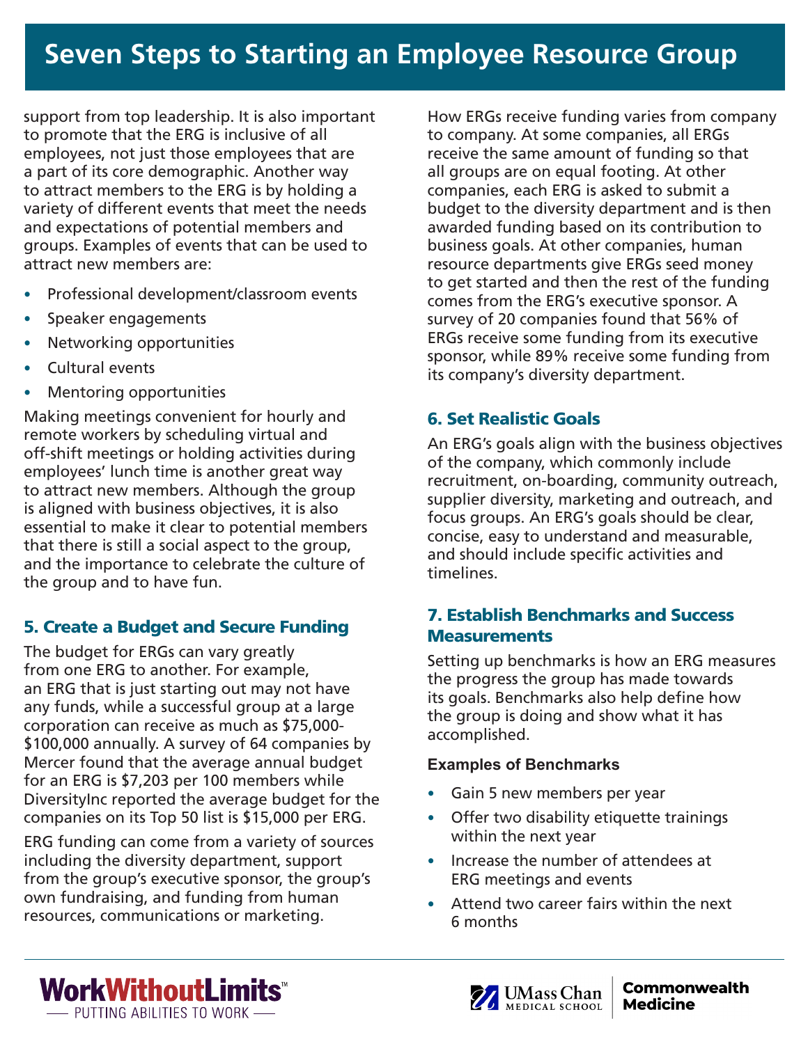support from top leadership. It is also important to promote that the ERG is inclusive of all employees, not just those employees that are a part of its core demographic. Another way to attract members to the ERG is by holding a variety of different events that meet the needs and expectations of potential members and groups. Examples of events that can be used to attract new members are:

- Professional development/classroom events
- Speaker engagements
- Networking opportunities
- Cultural events
- Mentoring opportunities

Making meetings convenient for hourly and remote workers by scheduling virtual and off-shift meetings or holding activities during employees' lunch time is another great way to attract new members. Although the group is aligned with business objectives, it is also essential to make it clear to potential members that there is still a social aspect to the group, and the importance to celebrate the culture of the group and to have fun.

## 5. Create a Budget and Secure Funding

The budget for ERGs can vary greatly from one ERG to another. For example, an ERG that is just starting out may not have any funds, while a successful group at a large corporation can receive as much as $75,000-$100,000 annually. A survey of 64 companies by Mercer found that the average annual budget for an ERG is $7,203 per 100 members while DiversityInc reported the average budget for the companies on its Top 50 list is $15,000 per ERG.

ERG funding can come from a variety of sources including the diversity department, support from the group's executive sponsor, the group's own fundraising, and funding from human resources, communications or marketing.

How ERGs receive funding varies from company to company. At some companies, all ERGs receive the same amount of funding so that all groups are on equal footing. At other companies, each ERG is asked to submit a budget to the diversity department and is then awarded funding based on its contribution to business goals. At other companies, human resource departments give ERGs seed money to get started and then the rest of the funding comes from the ERG's executive sponsor. A survey of 20 companies found that 56% of ERGs receive some funding from its executive sponsor, while 89% receive some funding from its company's diversity department.

## 6. Set Realistic Goals

An ERG's goals align with the business objectives of the company, which commonly include recruitment, on-boarding, community outreach, supplier diversity, marketing and outreach, and focus groups. An ERG's goals should be clear, concise, easy to understand and measurable, and should include specific activities and timelines.

## 7. Establish Benchmarks and Success Measurements

Setting up benchmarks is how an ERG measures the progress the group has made towards its goals. Benchmarks also help define how the group is doing and show what it has accomplished.

**Examples of Benchmarks**

- Gain 5 new members per year
- Offer two disability etiquette trainings within the next year
- Increase the number of attendees at ERG meetings and events
- Attend two career fairs within the next 6 months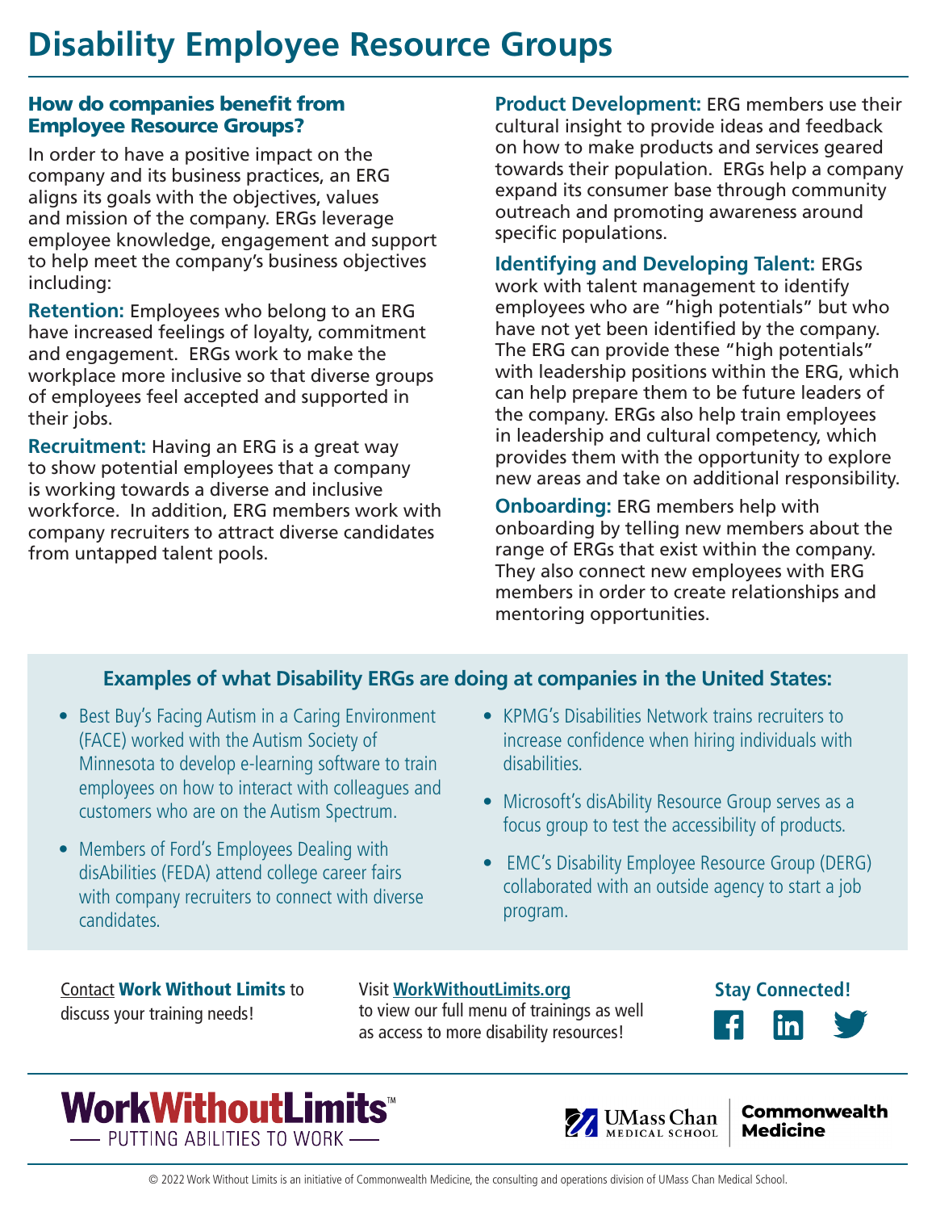# Disability Employee Resource Groups

### How do companies benefit from Employee Resource Groups?

In order to have a positive impact on the company and its business practices, an ERG aligns its goals with the objectives, values and mission of the company. ERGs leverage employee knowledge, engagement and support to help meet the company's business objectives including:

**Retention:** Employees who belong to an ERG have increased feelings of loyalty, commitment and engagement. ERGs work to make the workplace more inclusive so that diverse groups of employees feel accepted and supported in their jobs.

**Recruitment:** Having an ERG is a great way to show potential employees that a company is working towards a diverse and inclusive workforce. In addition, ERG members work with company recruiters to attract diverse candidates from untapped talent pools.

**Product Development:** ERG members use their cultural insight to provide ideas and feedback on how to make products and services geared towards their population. ERGs help a company expand its consumer base through community outreach and promoting awareness around specific populations.

**Identifying and Developing Talent:** ERGs work with talent management to identify employees who are "high potentials" but who have not yet been identified by the company. The ERG can provide these "high potentials" with leadership positions within the ERG, which can help prepare them to be future leaders of the company. ERGs also help train employees in leadership and cultural competency, which provides them with the opportunity to explore new areas and take on additional responsibility.

**Onboarding:** ERG members help with onboarding by telling new members about the range of ERGs that exist within the company. They also connect new employees with ERG members in order to create relationships and mentoring opportunities.

### Examples of what Disability ERGs are doing at companies in the United States:

- Best Buy's Facing Autism in a Caring Environment (FACE) worked with the Autism Society of Minnesota to develop e-learning software to train employees on how to interact with colleagues and customers who are on the Autism Spectrum.
- Members of Ford's Employees Dealing with disAbilities (FEDA) attend college career fairs with company recruiters to connect with diverse candidates.
- KPMG's Disabilities Network trains recruiters to increase confidence when hiring individuals with disabilities.
- Microsoft's disAbility Resource Group serves as a focus group to test the accessibility of products.
- EMC's Disability Employee Resource Group (DERG) collaborated with an outside agency to start a job program.

Contact **Work Without Limits** to discuss your training needs!

Visit **WorkWithoutLimits.org** to view our full menu of trainings as well as access to more disability resources!

**Stay Connected!**

WorkWithoutLimits™ — PUTTING ABILITIES TO WORK —

UMass Chan Medical School | Commonwealth Medicine

© 2022 Work Without Limits is an initiative of Commonwealth Medicine, the consulting and operations division of UMass Chan Medical School.